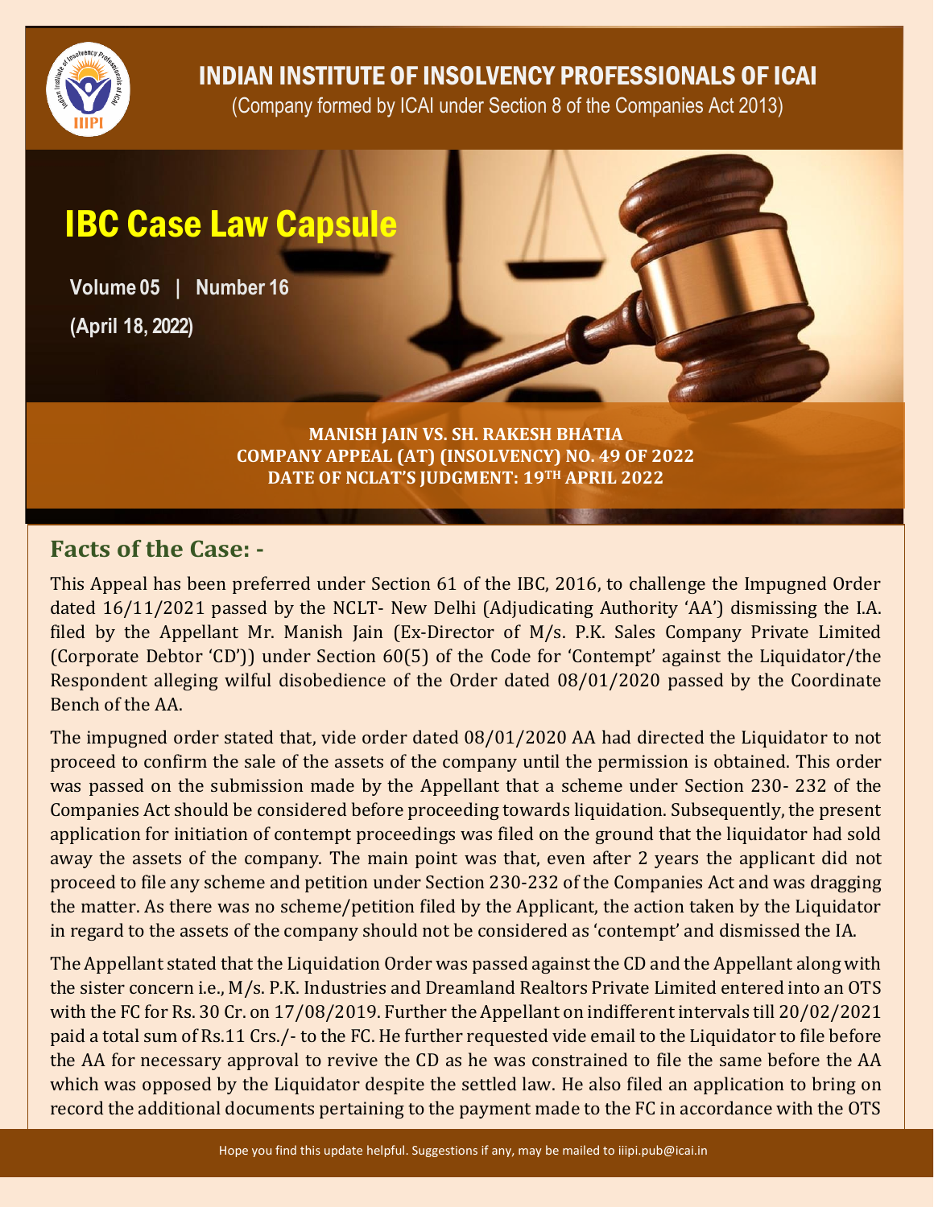# INDIAN INSTITUTE OF INSOLVENCY PROFESSIONALS OF ICAI

(Company formed by ICAI under Section 8 of the Companies Act 2013)

# IBC Case Law Capsule

**Volume 05 | Number 16**

**(April 18, 2022)**

**MANISH JAIN VS. SH. RAKESH BHATIA**
**COMPANY APPEAL (AT) (INSOLVENCY) NO. 49 OF 2022**
**DATE OF NCLAT'S JUDGMENT: 19TH APRIL 2022**

## Facts of the Case: -

This Appeal has been preferred under Section 61 of the IBC, 2016, to challenge the Impugned Order dated 16/11/2021 passed by the NCLT- New Delhi (Adjudicating Authority 'AA') dismissing the I.A. filed by the Appellant Mr. Manish Jain (Ex-Director of M/s. P.K. Sales Company Private Limited (Corporate Debtor 'CD')) under Section 60(5) of the Code for 'Contempt' against the Liquidator/the Respondent alleging wilful disobedience of the Order dated 08/01/2020 passed by the Coordinate Bench of the AA.

The impugned order stated that, vide order dated 08/01/2020 AA had directed the Liquidator to not proceed to confirm the sale of the assets of the company until the permission is obtained. This order was passed on the submission made by the Appellant that a scheme under Section 230- 232 of the Companies Act should be considered before proceeding towards liquidation. Subsequently, the present application for initiation of contempt proceedings was filed on the ground that the liquidator had sold away the assets of the company. The main point was that, even after 2 years the applicant did not proceed to file any scheme and petition under Section 230-232 of the Companies Act and was dragging the matter. As there was no scheme/petition filed by the Applicant, the action taken by the Liquidator in regard to the assets of the company should not be considered as 'contempt' and dismissed the IA.

The Appellant stated that the Liquidation Order was passed against the CD and the Appellant along with the sister concern i.e., M/s. P.K. Industries and Dreamland Realtors Private Limited entered into an OTS with the FC for Rs. 30 Cr. on 17/08/2019. Further the Appellant on indifferent intervals till 20/02/2021 paid a total sum of Rs.11 Crs./- to the FC. He further requested vide email to the Liquidator to file before the AA for necessary approval to revive the CD as he was constrained to file the same before the AA which was opposed by the Liquidator despite the settled law. He also filed an application to bring on record the additional documents pertaining to the payment made to the FC in accordance with the OTS

Hope you find this update helpful. Suggestions if any, may be mailed to iiipi.pub@icai.in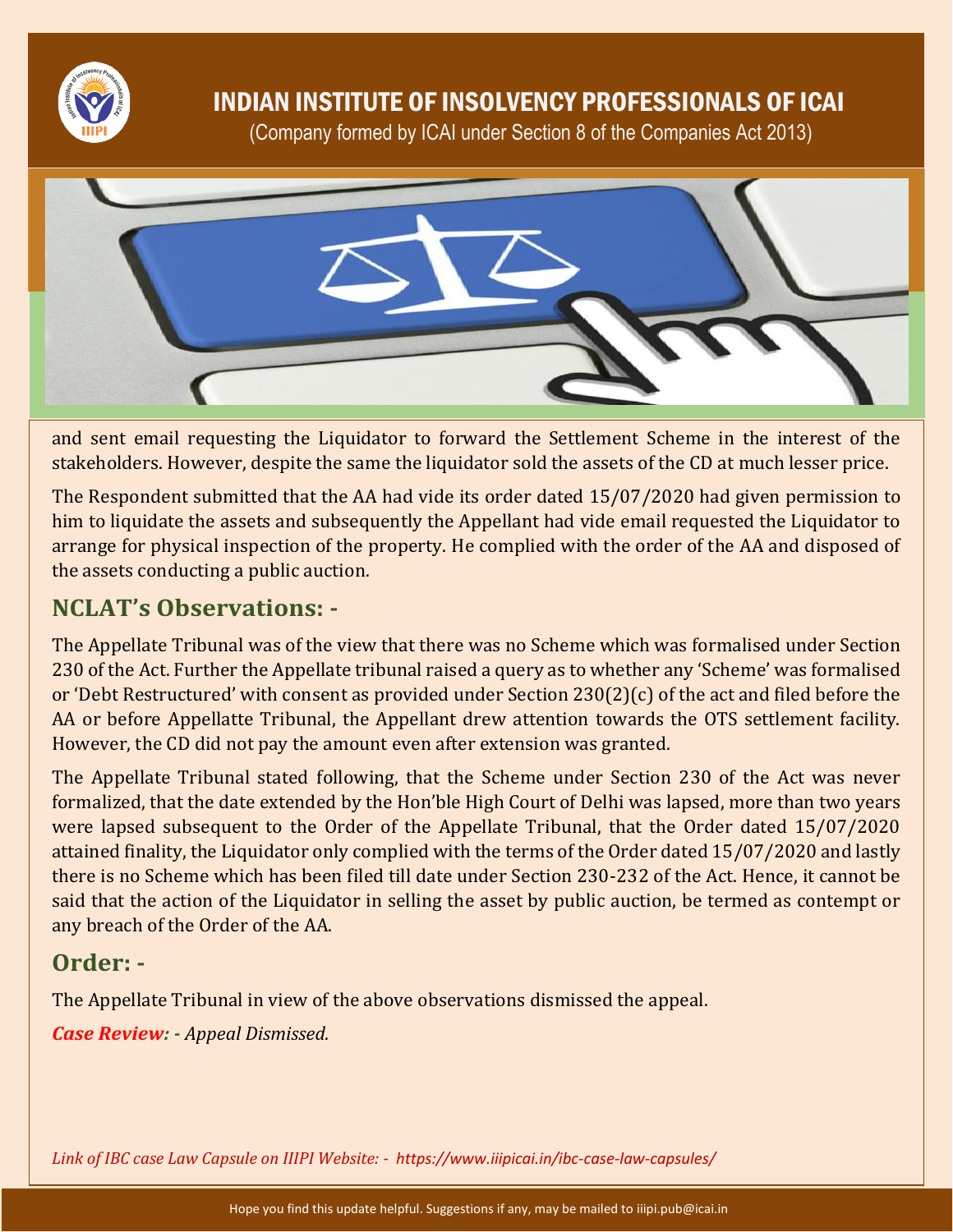and sent email requesting the Liquidator to forward the Settlement Scheme in the interest of the stakeholders. However, despite the same the liquidator sold the assets of the CD at much lesser price.

The Respondent submitted that the AA had vide its order dated 15/07/2020 had given permission to him to liquidate the assets and subsequently the Appellant had vide email requested the Liquidator to arrange for physical inspection of the property. He complied with the order of the AA and disposed of the assets conducting a public auction.

## NCLAT's Observations: -

The Appellate Tribunal was of the view that there was no Scheme which was formalised under Section 230 of the Act. Further the Appellate tribunal raised a query as to whether any 'Scheme' was formalised or 'Debt Restructured' with consent as provided under Section 230(2)(c) of the act and filed before the AA or before Appellatte Tribunal, the Appellant drew attention towards the OTS settlement facility. However, the CD did not pay the amount even after extension was granted.

The Appellate Tribunal stated following, that the Scheme under Section 230 of the Act was never formalized, that the date extended by the Hon'ble High Court of Delhi was lapsed, more than two years were lapsed subsequent to the Order of the Appellate Tribunal, that the Order dated 15/07/2020 attained finality, the Liquidator only complied with the terms of the Order dated 15/07/2020 and lastly there is no Scheme which has been filed till date under Section 230-232 of the Act. Hence, it cannot be said that the action of the Liquidator in selling the asset by public auction, be termed as contempt or any breach of the Order of the AA.

## Order: -

The Appellate Tribunal in view of the above observations dismissed the appeal.

***Case Review**: - Appeal Dismissed.*

*Link of IBC case Law Capsule on IIIPI Website: - https://www.iiipicai.in/ibc-case-law-capsules/*

Hope you find this update helpful. Suggestions if any, may be mailed to iiipi.pub@icai.in